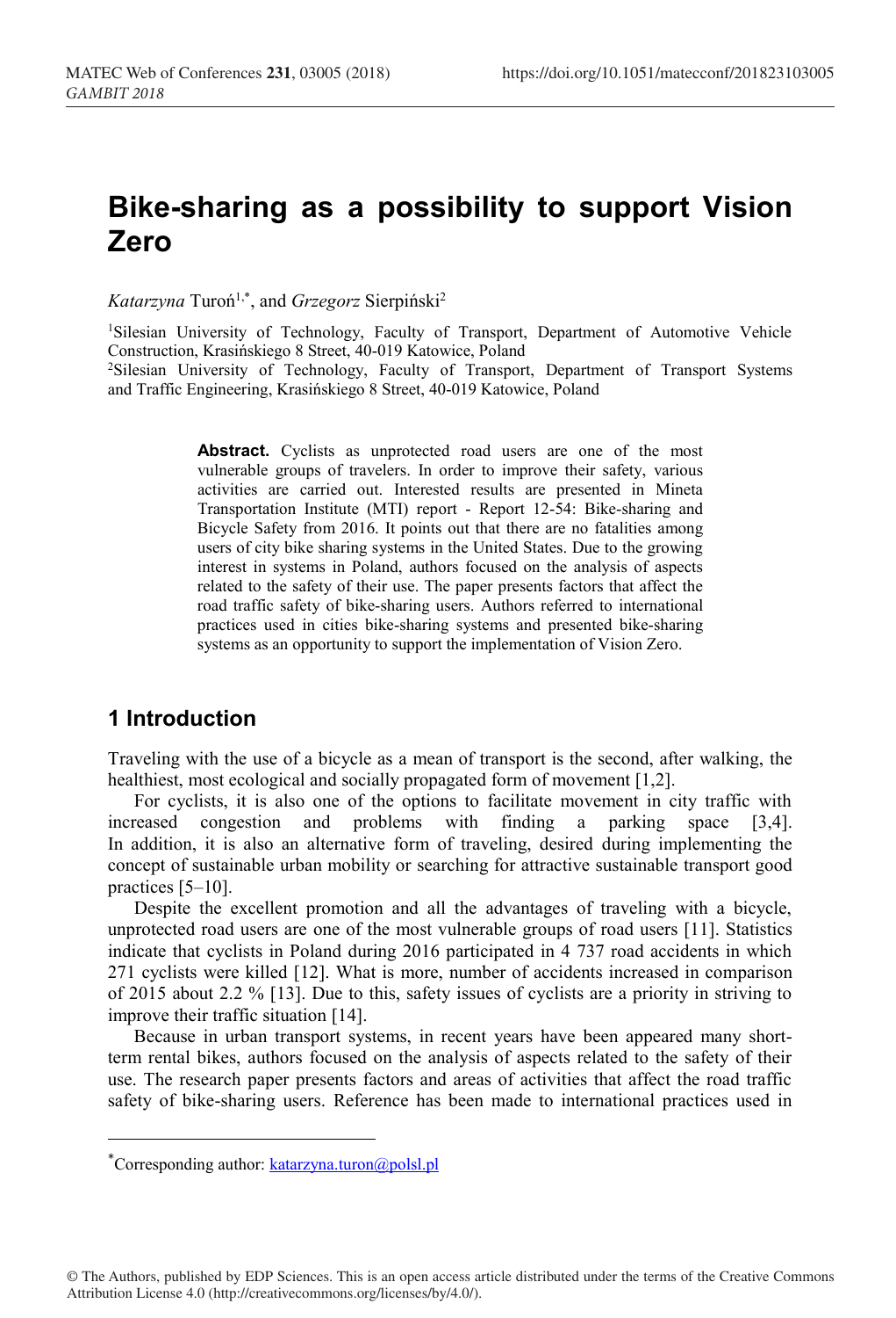# Bike-sharing as a possibility to support Vision Zero

*Katarzyna* Turoń[1,*], and *Grzegorz* Sierpiński[2]

[1]Silesian University of Technology, Faculty of Transport, Department of Automotive Vehicle Construction, Krasińskiego 8 Street, 40-019 Katowice, Poland

[2]Silesian University of Technology, Faculty of Transport, Department of Transport Systems and Traffic Engineering, Krasińskiego 8 Street, 40-019 Katowice, Poland

**Abstract.** Cyclists as unprotected road users are one of the most vulnerable groups of travelers. In order to improve their safety, various activities are carried out. Interested results are presented in Mineta Transportation Institute (MTI) report - Report 12-54: Bike-sharing and Bicycle Safety from 2016. It points out that there are no fatalities among users of city bike sharing systems in the United States. Due to the growing interest in systems in Poland, authors focused on the analysis of aspects related to the safety of their use. The paper presents factors that affect the road traffic safety of bike-sharing users. Authors referred to international practices used in cities bike-sharing systems and presented bike-sharing systems as an opportunity to support the implementation of Vision Zero.

## 1 Introduction

Traveling with the use of a bicycle as a mean of transport is the second, after walking, the healthiest, most ecological and socially propagated form of movement [1,2].

For cyclists, it is also one of the options to facilitate movement in city traffic with increased congestion and problems with finding a parking space [3,4]. In addition, it is also an alternative form of traveling, desired during implementing the concept of sustainable urban mobility or searching for attractive sustainable transport good practices [5–10].

Despite the excellent promotion and all the advantages of traveling with a bicycle, unprotected road users are one of the most vulnerable groups of road users [11]. Statistics indicate that cyclists in Poland during 2016 participated in 4 737 road accidents in which 271 cyclists were killed [12]. What is more, number of accidents increased in comparison of 2015 about 2.2 % [13]. Due to this, safety issues of cyclists are a priority in striving to improve their traffic situation [14].

Because in urban transport systems, in recent years have been appeared many short-term rental bikes, authors focused on the analysis of aspects related to the safety of their use. The research paper presents factors and areas of activities that affect the road traffic safety of bike-sharing users. Reference has been made to international practices used in

*Corresponding author: katarzyna.turon@polsl.pl

© The Authors, published by EDP Sciences. This is an open access article distributed under the terms of the Creative Commons Attribution License 4.0 (http://creativecommons.org/licenses/by/4.0/).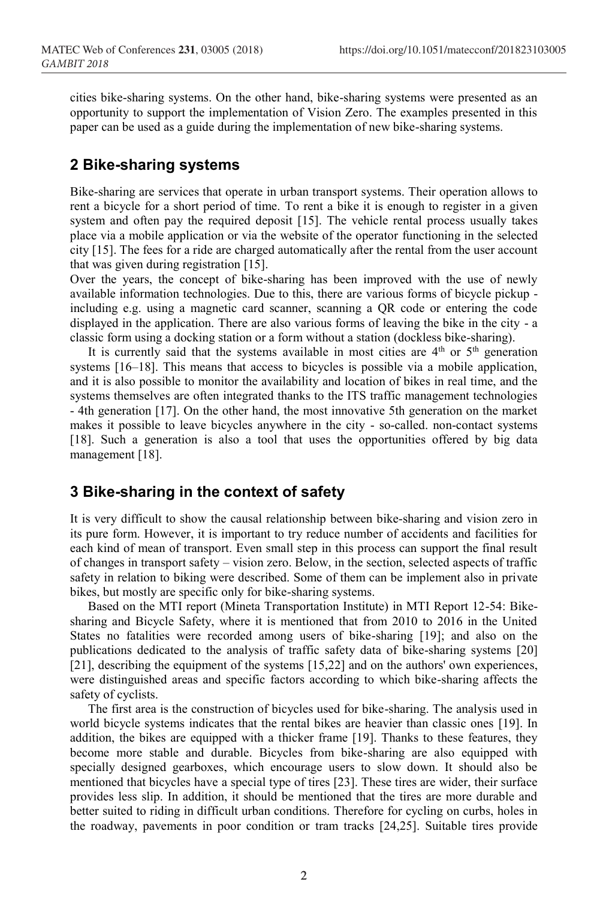cities bike-sharing systems. On the other hand, bike-sharing systems were presented as an opportunity to support the implementation of Vision Zero. The examples presented in this paper can be used as a guide during the implementation of new bike-sharing systems.

## 2 Bike-sharing systems

Bike-sharing are services that operate in urban transport systems. Their operation allows to rent a bicycle for a short period of time. To rent a bike it is enough to register in a given system and often pay the required deposit [15]. The vehicle rental process usually takes place via a mobile application or via the website of the operator functioning in the selected city [15]. The fees for a ride are charged automatically after the rental from the user account that was given during registration [15].

Over the years, the concept of bike-sharing has been improved with the use of newly available information technologies. Due to this, there are various forms of bicycle pickup - including e.g. using a magnetic card scanner, scanning a QR code or entering the code displayed in the application. There are also various forms of leaving the bike in the city - a classic form using a docking station or a form without a station (dockless bike-sharing).

It is currently said that the systems available in most cities are 4th or 5th generation systems [16–18]. This means that access to bicycles is possible via a mobile application, and it is also possible to monitor the availability and location of bikes in real time, and the systems themselves are often integrated thanks to the ITS traffic management technologies - 4th generation [17]. On the other hand, the most innovative 5th generation on the market makes it possible to leave bicycles anywhere in the city - so-called. non-contact systems [18]. Such a generation is also a tool that uses the opportunities offered by big data management [18].

## 3 Bike-sharing in the context of safety

It is very difficult to show the causal relationship between bike-sharing and vision zero in its pure form. However, it is important to try reduce number of accidents and facilities for each kind of mean of transport. Even small step in this process can support the final result of changes in transport safety – vision zero. Below, in the section, selected aspects of traffic safety in relation to biking were described. Some of them can be implement also in private bikes, but mostly are specific only for bike-sharing systems.

Based on the MTI report (Mineta Transportation Institute) in MTI Report 12-54: Bike-sharing and Bicycle Safety, where it is mentioned that from 2010 to 2016 in the United States no fatalities were recorded among users of bike-sharing [19]; and also on the publications dedicated to the analysis of traffic safety data of bike-sharing systems [20] [21], describing the equipment of the systems [15,22] and on the authors' own experiences, were distinguished areas and specific factors according to which bike-sharing affects the safety of cyclists.

The first area is the construction of bicycles used for bike-sharing. The analysis used in world bicycle systems indicates that the rental bikes are heavier than classic ones [19]. In addition, the bikes are equipped with a thicker frame [19]. Thanks to these features, they become more stable and durable. Bicycles from bike-sharing are also equipped with specially designed gearboxes, which encourage users to slow down. It should also be mentioned that bicycles have a special type of tires [23]. These tires are wider, their surface provides less slip. In addition, it should be mentioned that the tires are more durable and better suited to riding in difficult urban conditions. Therefore for cycling on curbs, holes in the roadway, pavements in poor condition or tram tracks [24,25]. Suitable tires provide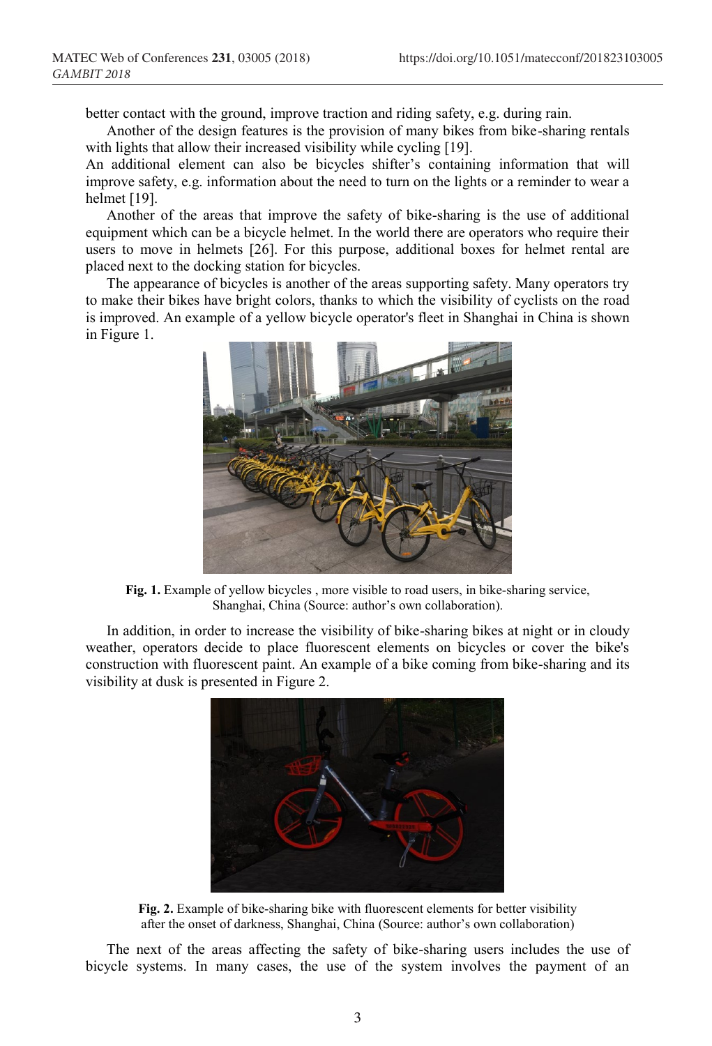better contact with the ground, improve traction and riding safety, e.g. during rain.

Another of the design features is the provision of many bikes from bike-sharing rentals with lights that allow their increased visibility while cycling [19].

An additional element can also be bicycles shifter's containing information that will improve safety, e.g. information about the need to turn on the lights or a reminder to wear a helmet [19].

Another of the areas that improve the safety of bike-sharing is the use of additional equipment which can be a bicycle helmet. In the world there are operators who require their users to move in helmets [26]. For this purpose, additional boxes for helmet rental are placed next to the docking station for bicycles.

The appearance of bicycles is another of the areas supporting safety. Many operators try to make their bikes have bright colors, thanks to which the visibility of cyclists on the road is improved. An example of a yellow bicycle operator's fleet in Shanghai in China is shown in Figure 1.

**Fig. 1.** Example of yellow bicycles , more visible to road users, in bike-sharing service, Shanghai, China (Source: author's own collaboration).

In addition, in order to increase the visibility of bike-sharing bikes at night or in cloudy weather, operators decide to place fluorescent elements on bicycles or cover the bike's construction with fluorescent paint. An example of a bike coming from bike-sharing and its visibility at dusk is presented in Figure 2.

**Fig. 2.** Example of bike-sharing bike with fluorescent elements for better visibility after the onset of darkness, Shanghai, China (Source: author's own collaboration)

The next of the areas affecting the safety of bike-sharing users includes the use of bicycle systems. In many cases, the use of the system involves the payment of an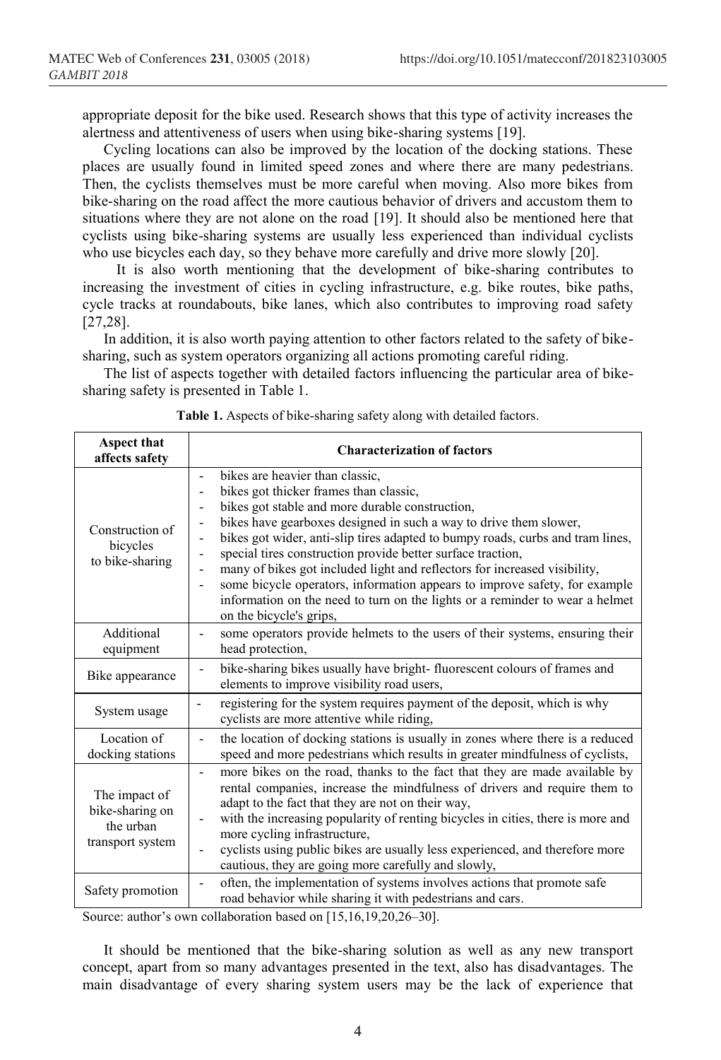appropriate deposit for the bike used. Research shows that this type of activity increases the alertness and attentiveness of users when using bike-sharing systems [19].

Cycling locations can also be improved by the location of the docking stations. These places are usually found in limited speed zones and where there are many pedestrians. Then, the cyclists themselves must be more careful when moving. Also more bikes from bike-sharing on the road affect the more cautious behavior of drivers and accustom them to situations where they are not alone on the road [19]. It should also be mentioned here that cyclists using bike-sharing systems are usually less experienced than individual cyclists who use bicycles each day, so they behave more carefully and drive more slowly [20].

It is also worth mentioning that the development of bike-sharing contributes to increasing the investment of cities in cycling infrastructure, e.g. bike routes, bike paths, cycle tracks at roundabouts, bike lanes, which also contributes to improving road safety [27,28].

In addition, it is also worth paying attention to other factors related to the safety of bike-sharing, such as system operators organizing all actions promoting careful riding.

The list of aspects together with detailed factors influencing the particular area of bike-sharing safety is presented in Table 1.

**Table 1.** Aspects of bike-sharing safety along with detailed factors.

| Aspect that affects safety | Characterization of factors |
|---|---|
| Construction of bicycles to bike-sharing | - bikes are heavier than classic,<br>- bikes got thicker frames than classic,<br>- bikes got stable and more durable construction,<br>- bikes have gearboxes designed in such a way to drive them slower,<br>- bikes got wider, anti-slip tires adapted to bumpy roads, curbs and tram lines,<br>- special tires construction provide better surface traction,<br>- many of bikes got included light and reflectors for increased visibility,<br>- some bicycle operators, information appears to improve safety, for example information on the need to turn on the lights or a reminder to wear a helmet on the bicycle's grips, |
| Additional equipment | - some operators provide helmets to the users of their systems, ensuring their head protection, |
| Bike appearance | - bike-sharing bikes usually have bright- fluorescent colours of frames and elements to improve visibility road users, |
| System usage | - registering for the system requires payment of the deposit, which is why cyclists are more attentive while riding, |
| Location of docking stations | - the location of docking stations is usually in zones where there is a reduced speed and more pedestrians which results in greater mindfulness of cyclists, |
| The impact of bike-sharing on the urban transport system | - more bikes on the road, thanks to the fact that they are made available by rental companies, increase the mindfulness of drivers and require them to adapt to the fact that they are not on their way,<br>- with the increasing popularity of renting bicycles in cities, there is more and more cycling infrastructure,<br>- cyclists using public bikes are usually less experienced, and therefore more cautious, they are going more carefully and slowly, |
| Safety promotion | - often, the implementation of systems involves actions that promote safe road behavior while sharing it with pedestrians and cars. |

Source: author's own collaboration based on [15,16,19,20,26–30].

It should be mentioned that the bike-sharing solution as well as any new transport concept, apart from so many advantages presented in the text, also has disadvantages. The main disadvantage of every sharing system users may be the lack of experience that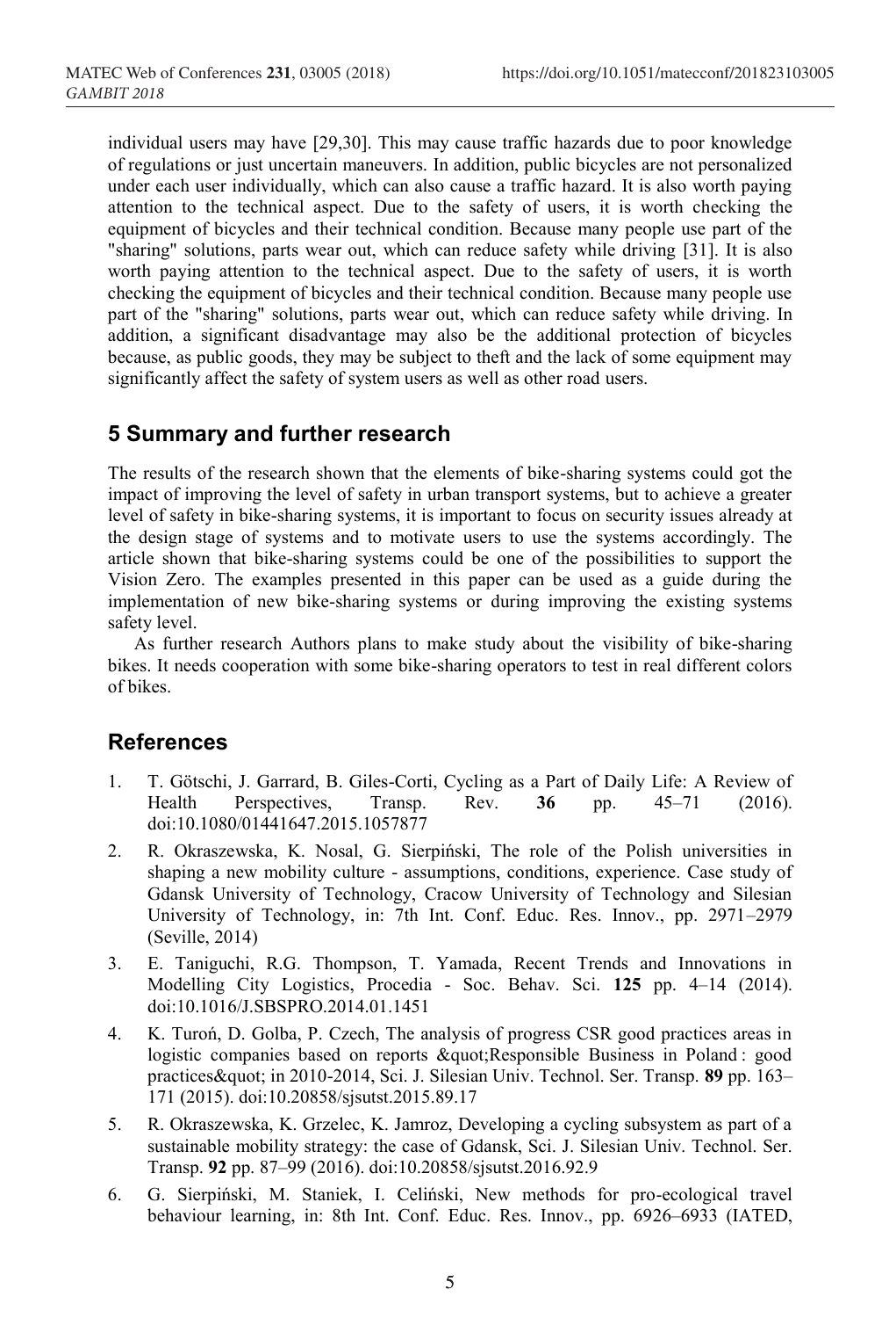individual users may have [29,30]. This may cause traffic hazards due to poor knowledge of regulations or just uncertain maneuvers. In addition, public bicycles are not personalized under each user individually, which can also cause a traffic hazard. It is also worth paying attention to the technical aspect. Due to the safety of users, it is worth checking the equipment of bicycles and their technical condition. Because many people use part of the "sharing" solutions, parts wear out, which can reduce safety while driving [31]. It is also worth paying attention to the technical aspect. Due to the safety of users, it is worth checking the equipment of bicycles and their technical condition. Because many people use part of the "sharing" solutions, parts wear out, which can reduce safety while driving. In addition, a significant disadvantage may also be the additional protection of bicycles because, as public goods, they may be subject to theft and the lack of some equipment may significantly affect the safety of system users as well as other road users.

## 5 Summary and further research

The results of the research shown that the elements of bike-sharing systems could got the impact of improving the level of safety in urban transport systems, but to achieve a greater level of safety in bike-sharing systems, it is important to focus on security issues already at the design stage of systems and to motivate users to use the systems accordingly. The article shown that bike-sharing systems could be one of the possibilities to support the Vision Zero. The examples presented in this paper can be used as a guide during the implementation of new bike-sharing systems or during improving the existing systems safety level.

As further research Authors plans to make study about the visibility of bike-sharing bikes. It needs cooperation with some bike-sharing operators to test in real different colors of bikes.

## References

1. T. Götschi, J. Garrard, B. Giles-Corti, Cycling as a Part of Daily Life: A Review of Health Perspectives, Transp. Rev. **36** pp. 45–71 (2016). doi:10.1080/01441647.2015.1057877
2. R. Okraszewska, K. Nosal, G. Sierpiński, The role of the Polish universities in shaping a new mobility culture - assumptions, conditions, experience. Case study of Gdansk University of Technology, Cracow University of Technology and Silesian University of Technology, in: 7th Int. Conf. Educ. Res. Innov., pp. 2971–2979 (Seville, 2014)
3. E. Taniguchi, R.G. Thompson, T. Yamada, Recent Trends and Innovations in Modelling City Logistics, Procedia - Soc. Behav. Sci. **125** pp. 4–14 (2014). doi:10.1016/J.SBSPRO.2014.01.1451
4. K. Turoń, D. Golba, P. Czech, The analysis of progress CSR good practices areas in logistic companies based on reports &quot;Responsible Business in Poland : good practices&quot; in 2010-2014, Sci. J. Silesian Univ. Technol. Ser. Transp. **89** pp. 163–171 (2015). doi:10.20858/sjsutst.2015.89.17
5. R. Okraszewska, K. Grzelec, K. Jamroz, Developing a cycling subsystem as part of a sustainable mobility strategy: the case of Gdansk, Sci. J. Silesian Univ. Technol. Ser. Transp. **92** pp. 87–99 (2016). doi:10.20858/sjsutst.2016.92.9
6. G. Sierpiński, M. Staniek, I. Celiński, New methods for pro-ecological travel behaviour learning, in: 8th Int. Conf. Educ. Res. Innov., pp. 6926–6933 (IATED,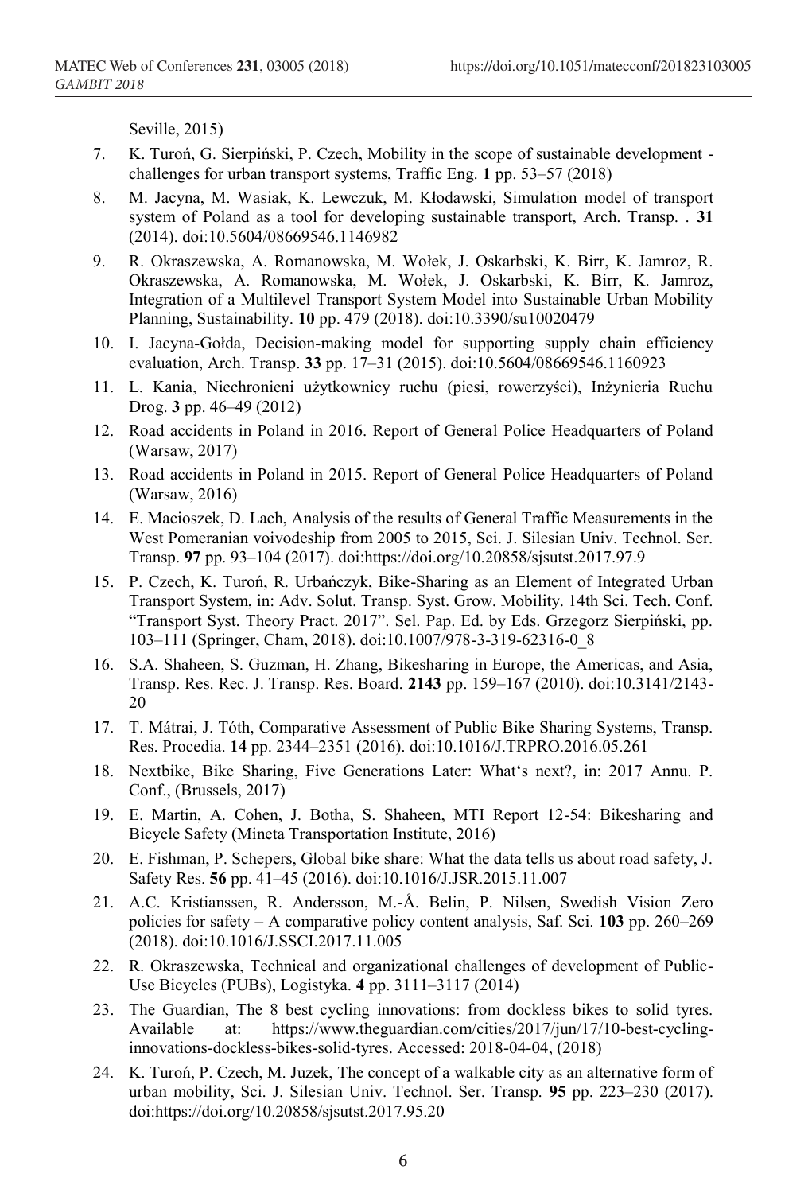Seville, 2015)

7. K. Turoń, G. Sierpiński, P. Czech, Mobility in the scope of sustainable development - challenges for urban transport systems, Traffic Eng. **1** pp. 53–57 (2018)
8. M. Jacyna, M. Wasiak, K. Lewczuk, M. Kłodawski, Simulation model of transport system of Poland as a tool for developing sustainable transport, Arch. Transp. . **31** (2014). doi:10.5604/08669546.1146982
9. R. Okraszewska, A. Romanowska, M. Wołek, J. Oskarbski, K. Birr, K. Jamroz, R. Okraszewska, A. Romanowska, M. Wołek, J. Oskarbski, K. Birr, K. Jamroz, Integration of a Multilevel Transport System Model into Sustainable Urban Mobility Planning, Sustainability. **10** pp. 479 (2018). doi:10.3390/su10020479
10. I. Jacyna-Gołda, Decision-making model for supporting supply chain efficiency evaluation, Arch. Transp. **33** pp. 17–31 (2015). doi:10.5604/08669546.1160923
11. L. Kania, Niechronieni użytkownicy ruchu (piesi, rowerzyści), Inżynieria Ruchu Drog. **3** pp. 46–49 (2012)
12. Road accidents in Poland in 2016. Report of General Police Headquarters of Poland (Warsaw, 2017)
13. Road accidents in Poland in 2015. Report of General Police Headquarters of Poland (Warsaw, 2016)
14. E. Macioszek, D. Lach, Analysis of the results of General Traffic Measurements in the West Pomeranian voivodeship from 2005 to 2015, Sci. J. Silesian Univ. Technol. Ser. Transp. **97** pp. 93–104 (2017). doi:https://doi.org/10.20858/sjsutst.2017.97.9
15. P. Czech, K. Turoń, R. Urbańczyk, Bike-Sharing as an Element of Integrated Urban Transport System, in: Adv. Solut. Transp. Syst. Grow. Mobility. 14th Sci. Tech. Conf. "Transport Syst. Theory Pract. 2017". Sel. Pap. Ed. by Eds. Grzegorz Sierpiński, pp. 103–111 (Springer, Cham, 2018). doi:10.1007/978-3-319-62316-0_8
16. S.A. Shaheen, S. Guzman, H. Zhang, Bikesharing in Europe, the Americas, and Asia, Transp. Res. Rec. J. Transp. Res. Board. **2143** pp. 159–167 (2010). doi:10.3141/2143-20
17. T. Mátrai, J. Tóth, Comparative Assessment of Public Bike Sharing Systems, Transp. Res. Procedia. **14** pp. 2344–2351 (2016). doi:10.1016/J.TRPRO.2016.05.261
18. Nextbike, Bike Sharing, Five Generations Later: What's next?, in: 2017 Annu. P. Conf., (Brussels, 2017)
19. E. Martin, A. Cohen, J. Botha, S. Shaheen, MTI Report 12-54: Bikesharing and Bicycle Safety (Mineta Transportation Institute, 2016)
20. E. Fishman, P. Schepers, Global bike share: What the data tells us about road safety, J. Safety Res. **56** pp. 41–45 (2016). doi:10.1016/J.JSR.2015.11.007
21. A.C. Kristianssen, R. Andersson, M.-Å. Belin, P. Nilsen, Swedish Vision Zero policies for safety – A comparative policy content analysis, Saf. Sci. **103** pp. 260–269 (2018). doi:10.1016/J.SSCI.2017.11.005
22. R. Okraszewska, Technical and organizational challenges of development of Public-Use Bicycles (PUBs), Logistyka. **4** pp. 3111–3117 (2014)
23. The Guardian, The 8 best cycling innovations: from dockless bikes to solid tyres. Available at: https://www.theguardian.com/cities/2017/jun/17/10-best-cycling-innovations-dockless-bikes-solid-tyres. Accessed: 2018-04-04, (2018)
24. K. Turoń, P. Czech, M. Juzek, The concept of a walkable city as an alternative form of urban mobility, Sci. J. Silesian Univ. Technol. Ser. Transp. **95** pp. 223–230 (2017). doi:https://doi.org/10.20858/sjsutst.2017.95.20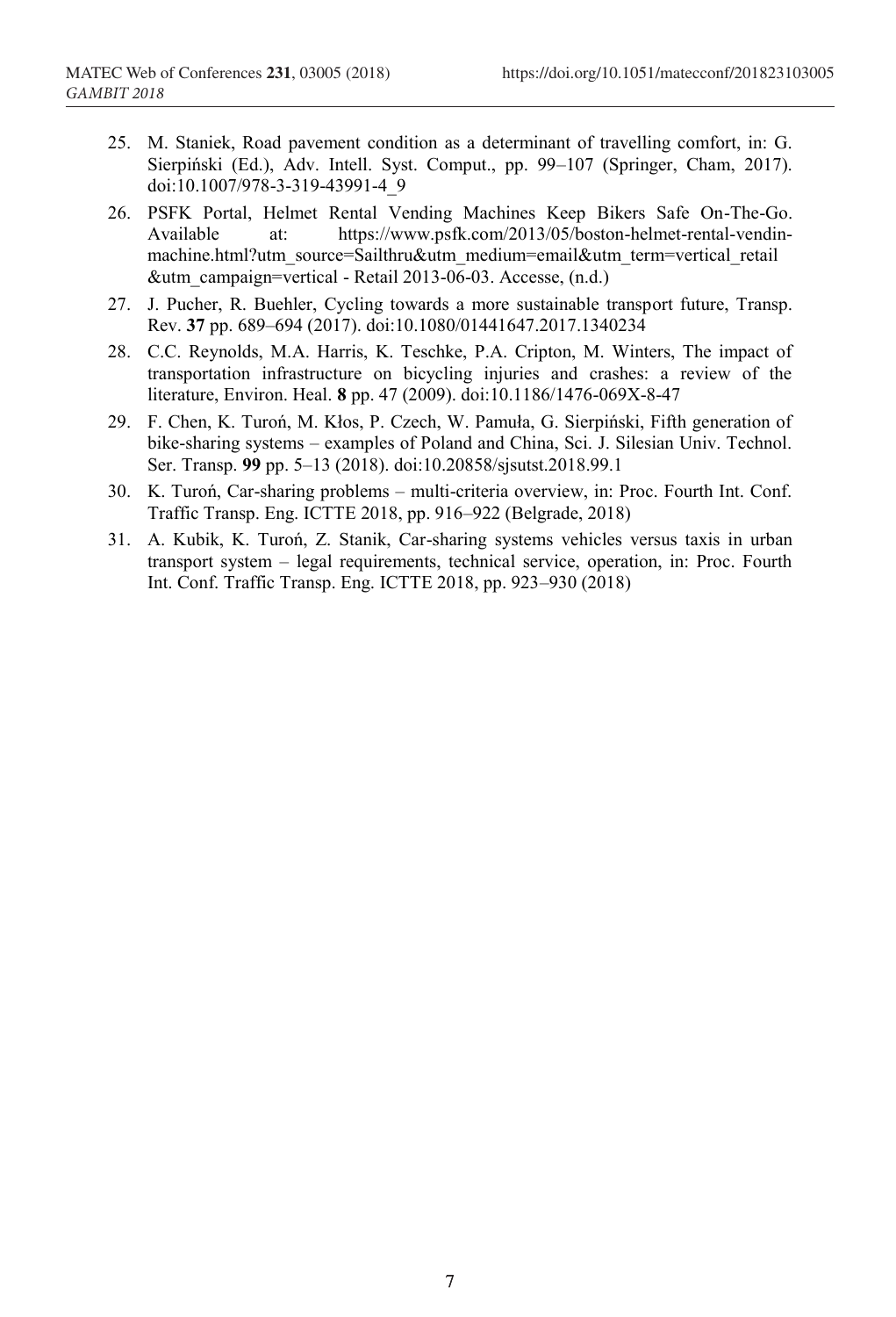25. M. Staniek, Road pavement condition as a determinant of travelling comfort, in: G. Sierpiński (Ed.), Adv. Intell. Syst. Comput., pp. 99–107 (Springer, Cham, 2017). doi:10.1007/978-3-319-43991-4_9
26. PSFK Portal, Helmet Rental Vending Machines Keep Bikers Safe On-The-Go. Available at: https://www.psfk.com/2013/05/boston-helmet-rental-vendin-machine.html?utm_source=Sailthru&utm_medium=email&utm_term=vertical_retail &utm_campaign=vertical - Retail 2013-06-03. Accesse, (n.d.)
27. J. Pucher, R. Buehler, Cycling towards a more sustainable transport future, Transp. Rev. **37** pp. 689–694 (2017). doi:10.1080/01441647.2017.1340234
28. C.C. Reynolds, M.A. Harris, K. Teschke, P.A. Cripton, M. Winters, The impact of transportation infrastructure on bicycling injuries and crashes: a review of the literature, Environ. Heal. **8** pp. 47 (2009). doi:10.1186/1476-069X-8-47
29. F. Chen, K. Turoń, M. Kłos, P. Czech, W. Pamuła, G. Sierpiński, Fifth generation of bike-sharing systems – examples of Poland and China, Sci. J. Silesian Univ. Technol. Ser. Transp. **99** pp. 5–13 (2018). doi:10.20858/sjsutst.2018.99.1
30. K. Turoń, Car-sharing problems – multi-criteria overview, in: Proc. Fourth Int. Conf. Traffic Transp. Eng. ICTTE 2018, pp. 916–922 (Belgrade, 2018)
31. A. Kubik, K. Turoń, Z. Stanik, Car-sharing systems vehicles versus taxis in urban transport system – legal requirements, technical service, operation, in: Proc. Fourth Int. Conf. Traffic Transp. Eng. ICTTE 2018, pp. 923–930 (2018)